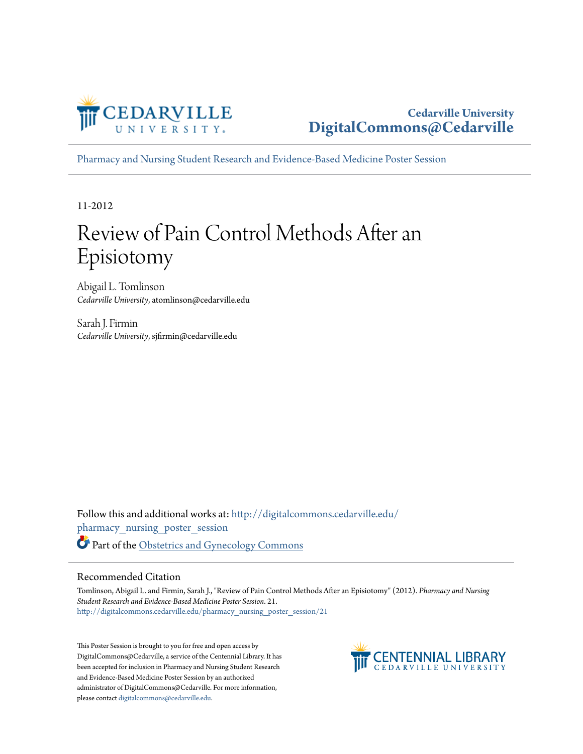Cedarville University
DigitalCommons@Cedarville

Pharmacy and Nursing Student Research and Evidence-Based Medicine Poster Session

11-2012

# Review of Pain Control Methods After an Episiotomy

Abigail L. Tomlinson
*Cedarville University*, atomlinson@cedarville.edu

Sarah J. Firmin
*Cedarville University*, sjfirmin@cedarville.edu

Follow this and additional works at: http://digitalcommons.cedarville.edu/pharmacy_nursing_poster_session

Part of the Obstetrics and Gynecology Commons

## Recommended Citation

Tomlinson, Abigail L. and Firmin, Sarah J., "Review of Pain Control Methods After an Episiotomy" (2012). *Pharmacy and Nursing Student Research and Evidence-Based Medicine Poster Session*. 21.
http://digitalcommons.cedarville.edu/pharmacy_nursing_poster_session/21

This Poster Session is brought to you for free and open access by DigitalCommons@Cedarville, a service of the Centennial Library. It has been accepted for inclusion in Pharmacy and Nursing Student Research and Evidence-Based Medicine Poster Session by an authorized administrator of DigitalCommons@Cedarville. For more information, please contact digitalcommons@cedarville.edu.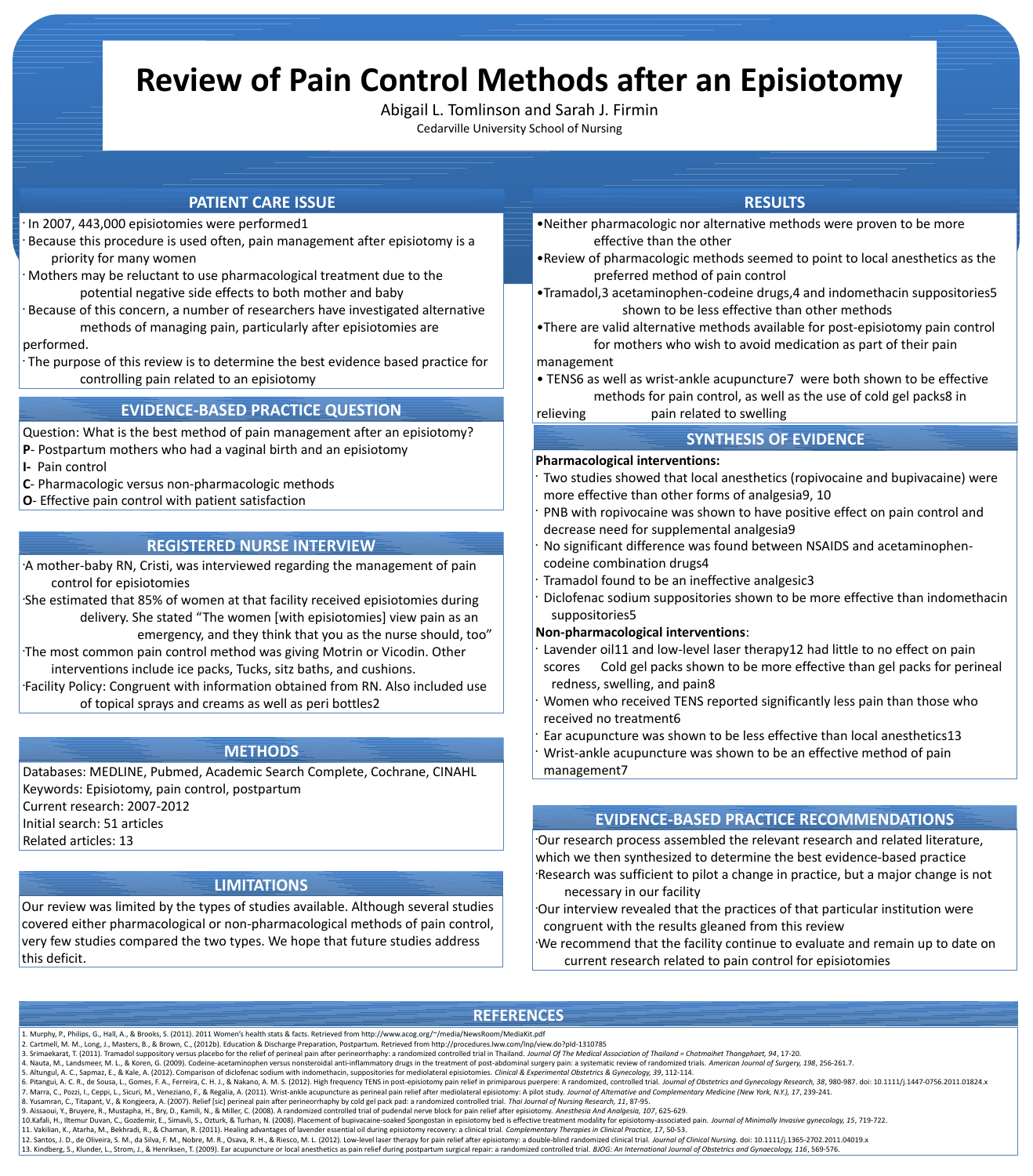# Review of Pain Control Methods after an Episiotomy

Abigail L. Tomlinson and Sarah J. Firmin

Cedarville University School of Nursing

## PATIENT CARE ISSUE

- In 2007, 443,000 episiotomies were performed[1]
- Because this procedure is used often, pain management after episiotomy is a priority for many women
- Mothers may be reluctant to use pharmacological treatment due to the potential negative side effects to both mother and baby
- Because of this concern, a number of researchers have investigated alternative methods of managing pain, particularly after episiotomies are performed.
- The purpose of this review is to determine the best evidence based practice for controlling pain related to an episiotomy

## EVIDENCE-BASED PRACTICE QUESTION

Question: What is the best method of pain management after an episiotomy?

**P**- Postpartum mothers who had a vaginal birth and an episiotomy

**I**- Pain control

**C**- Pharmacologic versus non-pharmacologic methods

**O**- Effective pain control with patient satisfaction

## REGISTERED NURSE INTERVIEW

- A mother-baby RN, Cristi, was interviewed regarding the management of pain control for episiotomies
- She estimated that 85% of women at that facility received episiotomies during delivery. She stated "The women [with episiotomies] view pain as an emergency, and they think that you as the nurse should, too"
- The most common pain control method was giving Motrin or Vicodin. Other interventions include ice packs, Tucks, sitz baths, and cushions.
- Facility Policy: Congruent with information obtained from RN. Also included use of topical sprays and creams as well as peri bottles[2]

## METHODS

Databases: MEDLINE, Pubmed, Academic Search Complete, Cochrane, CINAHL

Keywords: Episiotomy, pain control, postpartum

Current research: 2007-2012

Initial search: 51 articles

Related articles: 13

## LIMITATIONS

Our review was limited by the types of studies available. Although several studies covered either pharmacological or non-pharmacological methods of pain control, very few studies compared the two types. We hope that future studies address this deficit.

## RESULTS

- Neither pharmacologic nor alternative methods were proven to be more effective than the other
- Review of pharmacologic methods seemed to point to local anesthetics as the preferred method of pain control
- Tramadol,[3] acetaminophen-codeine drugs,[4] and indomethacin suppositories[5] shown to be less effective than other methods
- There are valid alternative methods available for post-episiotomy pain control for mothers who wish to avoid medication as part of their pain management
- TENS[6] as well as wrist-ankle acupuncture[7] were both shown to be effective methods for pain control, as well as the use of cold gel packs[8] in relieving pain related to swelling

## SYNTHESIS OF EVIDENCE

**Pharmacological interventions:**

- Two studies showed that local anesthetics (ropivocaine and bupivacaine) were more effective than other forms of analgesia[9, 10]
- PNB with ropivocaine was shown to have positive effect on pain control and decrease need for supplemental analgesia[9]
- No significant difference was found between NSAIDS and acetaminophen-codeine combination drugs[4]
- Tramadol found to be an ineffective analgesic[3]
- Diclofenac sodium suppositories shown to be more effective than indomethacin suppositories[5]

**Non-pharmacological interventions**:

- Lavender oil[11] and low-level laser therapy[12] had little to no effect on pain scores
- Cold gel packs shown to be more effective than gel packs for perineal redness, swelling, and pain[8]
- Women who received TENS reported significantly less pain than those who received no treatment[6]
- Ear acupuncture was shown to be less effective than local anesthetics[13]
- Wrist-ankle acupuncture was shown to be an effective method of pain management[7]

## EVIDENCE-BASED PRACTICE RECOMMENDATIONS

- Our research process assembled the relevant research and related literature, which we then synthesized to determine the best evidence-based practice
- Research was sufficient to pilot a change in practice, but a major change is not necessary in our facility
- Our interview revealed that the practices of that particular institution were congruent with the results gleaned from this review
- We recommend that the facility continue to evaluate and remain up to date on current research related to pain control for episiotomies

## REFERENCES

1. Murphy, P., Philips, G., Hall, A., & Brooks, S. (2011). 2011 Women's health stats & facts. Retrieved from http://www.acog.org/~/media/NewsRoom/MediaKit.pdf
2. Cartmell, M. M., Long, J., Masters, B., & Brown, C., (2012b). Education & Discharge Preparation, Postpartum. Retrieved from http://procedures.lww.com/lnp/view.do?pld-1310785
3. Srimaekarat, T. (2011). Tramadol suppository versus placebo for the relief of perineal pain after perineorrhaphy: a randomized controlled trial in Thailand. *Journal Of The Medical Association of Thailand = Chotmaihet Thangphaet, 94*, 17-20.
4. Nauta, M., Landsmeer, M. L., & Koren, G. (2009). Codeine-acetaminophen versus nonsteroidal anti-inflammatory drugs in the treatment of post-abdominal surgery pain: a systematic review of randomized trials. *American Journal of Surgery, 198*, 256-261.7.
5. Altungul, A. C., Sapmaz, E., & Kale, A. (2012). Comparison of diclofenac sodium with indomethacin, suppositories for mediolateral episiotomies. *Clinical & Experimental Obstetrics & Gynecology, 39*, 112-114.
6. Pitangui, A. C. R., de Sousa, L., Gomes, F. A., Ferreira, C. H. J., & Nakano, A. M. S. (2012). High frequency TENS in post-episiotomy pain relief in primiparous puerpere: A randomized, controlled trial. *Journal of Obstetrics and Gynecology Research, 38*, 980-987. doi: 10.1111/j.1447-0756.2011.01824.x
7. Marra, C., Pozzi, I., Ceppi, L., Sicuri, M., Veneziano, F., & Regalia, A. (2011). Wrist-ankle acupuncture as perineal pain relief after mediolateral episiotomy: A pilot study. *Journal of Alternative and Complementary Medicine (New York, N.Y.), 17*, 239-241.
8. Yusamran, C., Titapant, V., & Kongjeera, A. (2007). Relief [sic] perineal pain after perineorrhaphy by cold gel pack pad: a randomized controlled trial. *Thai Journal of Nursing Research, 11*, 87-95.
9. Aissaoui, Y., Bruyere, R., Mustapha, H., Bry, D., Kamili, N., & Miller, C. (2008). A randomized controlled trial of pudendal nerve block for pain relief after episiotomy. *Anesthesia And Analgesia, 107*, 625-629.
10. Kafali, H., Iltemur Duvan, C., Gozdemir, E., Simavli, S., Ozturk, & Turhan, N. (2008). Placement of bupivacaine-soaked Spongostan in episiotomy bed is effective treatment modality for episiotomy-associated pain. *Journal of Minimally Invasive gynecology, 15*, 719-722.
11. Vakilian, K., Atarha, M., Bekhradi, R., & Chaman, R. (2011). Healing advantages of lavender essential oil during episiotomy recovery: a clinical trial. *Complementary Therapies in Clinical Practice, 17*, 50-53.
12. Santos, J. D., de Oliveira, S. M., da Silva, F. M., Nobre, M. R., Osava, R. H., & Riesco, M. L. (2012). Low-level laser therapy for pain relief after episiotomy: a double-blind randomized clinical trial. *Journal of Clinical Nursing*. doi: 10.1111/j.1365-2702.2011.04019.x
13. Kindberg, S., Klunder, L., Strom, J., & Henriksen, T. (2009). Ear acupuncture or local anesthetics as pain relief during postpartum surgical repair: a randomized controlled trial. *BJOG: An International Journal of Obstetrics and Gynaecology, 116*, 569-576.